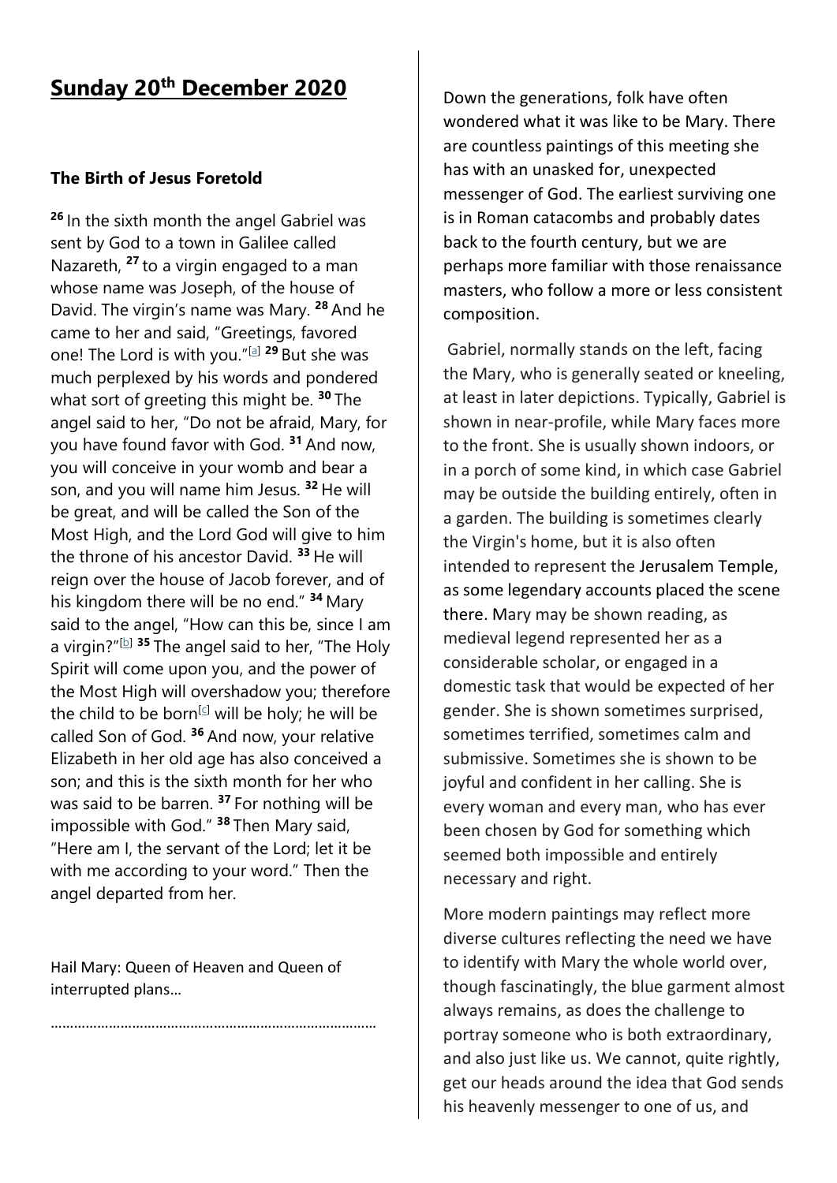# Sunday 20th December 2020

### The Birth of Jesus Foretold

**26** In the sixth month the angel Gabriel was sent by God to a town in Galilee called Nazareth, **27** to a virgin engaged to a man whose name was Joseph, of the house of David. The virgin's name was Mary. **28** And he came to her and said, "Greetings, favored one! The Lord is with you."[a] **29** But she was much perplexed by his words and pondered what sort of greeting this might be. **30** The angel said to her, "Do not be afraid, Mary, for you have found favor with God. **31** And now, you will conceive in your womb and bear a son, and you will name him Jesus. **32** He will be great, and will be called the Son of the Most High, and the Lord God will give to him the throne of his ancestor David. **33** He will reign over the house of Jacob forever, and of his kingdom there will be no end." **34** Mary said to the angel, "How can this be, since I am a virgin?"[b] **35** The angel said to her, "The Holy Spirit will come upon you, and the power of the Most High will overshadow you; therefore the child to be born[c] will be holy; he will be called Son of God. **36** And now, your relative Elizabeth in her old age has also conceived a son; and this is the sixth month for her who was said to be barren. **37** For nothing will be impossible with God." **38** Then Mary said, "Here am I, the servant of the Lord; let it be with me according to your word." Then the angel departed from her.

Hail Mary: Queen of Heaven and Queen of interrupted plans…

…………………………………………………………………………

Down the generations, folk have often wondered what it was like to be Mary. There are countless paintings of this meeting she has with an unasked for, unexpected messenger of God. The earliest surviving one is in Roman catacombs and probably dates back to the fourth century, but we are perhaps more familiar with those renaissance masters, who follow a more or less consistent composition.

Gabriel, normally stands on the left, facing the Mary, who is generally seated or kneeling, at least in later depictions. Typically, Gabriel is shown in near-profile, while Mary faces more to the front. She is usually shown indoors, or in a porch of some kind, in which case Gabriel may be outside the building entirely, often in a garden. The building is sometimes clearly the Virgin's home, but it is also often intended to represent the Jerusalem Temple, as some legendary accounts placed the scene there. Mary may be shown reading, as medieval legend represented her as a considerable scholar, or engaged in a domestic task that would be expected of her gender. She is shown sometimes surprised, sometimes terrified, sometimes calm and submissive. Sometimes she is shown to be joyful and confident in her calling. She is every woman and every man, who has ever been chosen by God for something which seemed both impossible and entirely necessary and right.

More modern paintings may reflect more diverse cultures reflecting the need we have to identify with Mary the whole world over, though fascinatingly, the blue garment almost always remains, as does the challenge to portray someone who is both extraordinary, and also just like us. We cannot, quite rightly, get our heads around the idea that God sends his heavenly messenger to one of us, and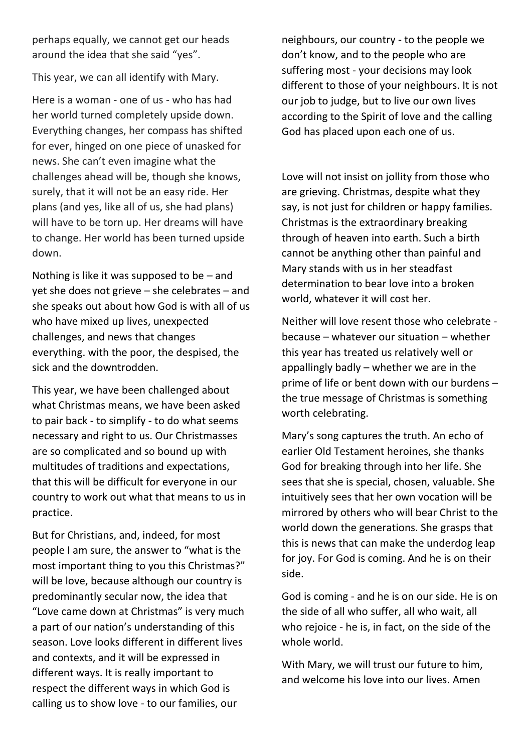perhaps equally, we cannot get our heads around the idea that she said "yes".

This year, we can all identify with Mary.

Here is a woman - one of us - who has had her world turned completely upside down. Everything changes, her compass has shifted for ever, hinged on one piece of unasked for news. She can't even imagine what the challenges ahead will be, though she knows, surely, that it will not be an easy ride. Her plans (and yes, like all of us, she had plans) will have to be torn up. Her dreams will have to change. Her world has been turned upside down.

Nothing is like it was supposed to be – and yet she does not grieve – she celebrates – and she speaks out about how God is with all of us who have mixed up lives, unexpected challenges, and news that changes everything. with the poor, the despised, the sick and the downtrodden.

This year, we have been challenged about what Christmas means, we have been asked to pair back - to simplify - to do what seems necessary and right to us. Our Christmasses are so complicated and so bound up with multitudes of traditions and expectations, that this will be difficult for everyone in our country to work out what that means to us in practice.

But for Christians, and, indeed, for most people I am sure, the answer to "what is the most important thing to you this Christmas?" will be love, because although our country is predominantly secular now, the idea that "Love came down at Christmas" is very much a part of our nation's understanding of this season. Love looks different in different lives and contexts, and it will be expressed in different ways. It is really important to respect the different ways in which God is calling us to show love - to our families, our neighbours, our country - to the people we don't know, and to the people who are suffering most - your decisions may look different to those of your neighbours. It is not our job to judge, but to live our own lives according to the Spirit of love and the calling God has placed upon each one of us.

Love will not insist on jollity from those who are grieving. Christmas, despite what they say, is not just for children or happy families. Christmas is the extraordinary breaking through of heaven into earth. Such a birth cannot be anything other than painful and Mary stands with us in her steadfast determination to bear love into a broken world, whatever it will cost her.

Neither will love resent those who celebrate - because – whatever our situation – whether this year has treated us relatively well or appallingly badly – whether we are in the prime of life or bent down with our burdens – the true message of Christmas is something worth celebrating.

Mary's song captures the truth. An echo of earlier Old Testament heroines, she thanks God for breaking through into her life. She sees that she is special, chosen, valuable. She intuitively sees that her own vocation will be mirrored by others who will bear Christ to the world down the generations. She grasps that this is news that can make the underdog leap for joy. For God is coming. And he is on their side.

God is coming - and he is on our side. He is on the side of all who suffer, all who wait, all who rejoice - he is, in fact, on the side of the whole world.

With Mary, we will trust our future to him, and welcome his love into our lives. Amen